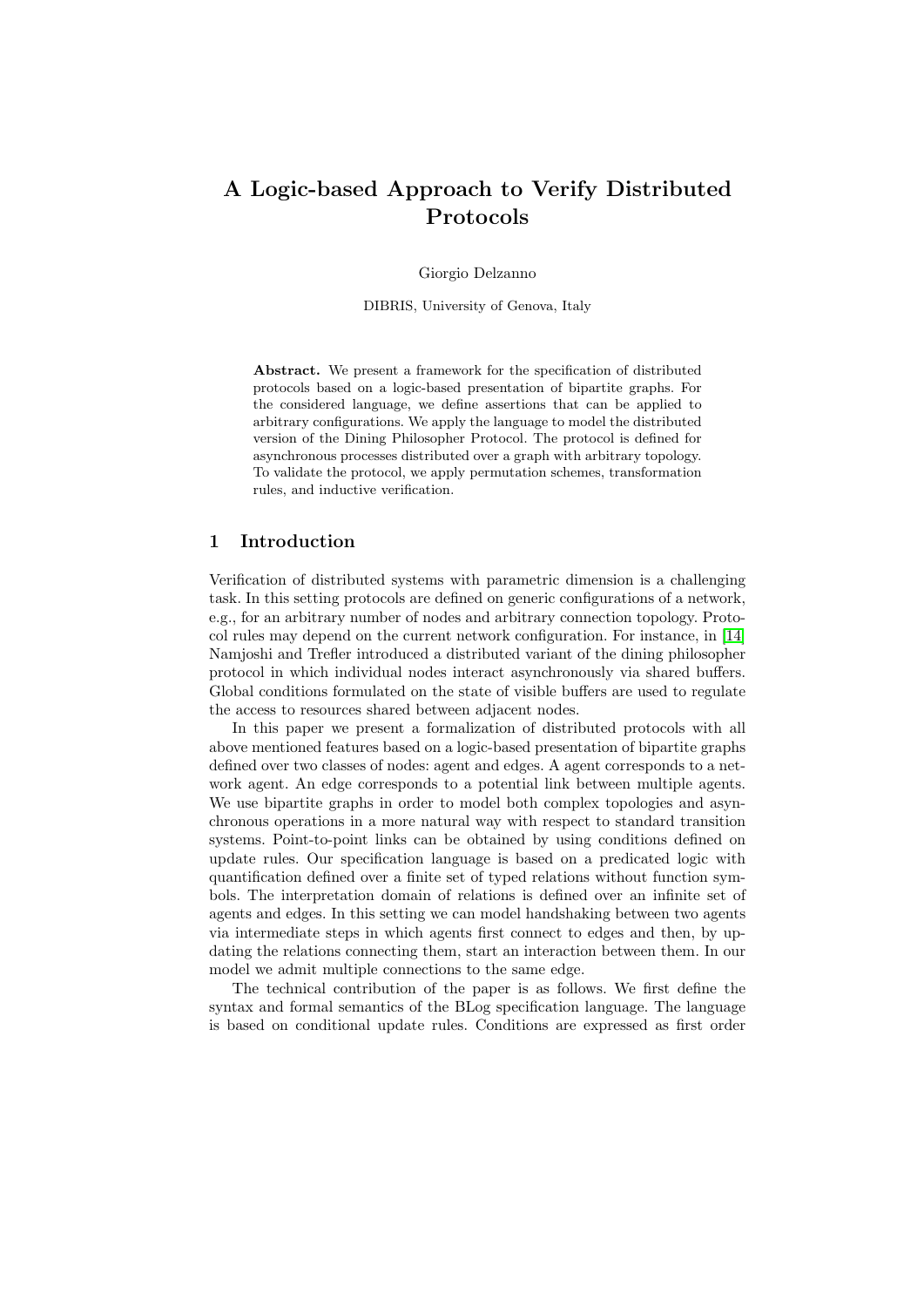# A Logic-based Approach to Verify Distributed Protocols

Giorgio Delzanno

DIBRIS, University of Genova, Italy

**Abstract.** We present a framework for the specification of distributed protocols based on a logic-based presentation of bipartite graphs. For the considered language, we define assertions that can be applied to arbitrary configurations. We apply the language to model the distributed version of the Dining Philosopher Protocol. The protocol is defined for asynchronous processes distributed over a graph with arbitrary topology. To validate the protocol, we apply permutation schemes, transformation rules, and inductive verification.

## 1 Introduction

Verification of distributed systems with parametric dimension is a challenging task. In this setting protocols are defined on generic configurations of a network, e.g., for an arbitrary number of nodes and arbitrary connection topology. Protocol rules may depend on the current network configuration. For instance, in [14] Namjoshi and Trefler introduced a distributed variant of the dining philosopher protocol in which individual nodes interact asynchronously via shared buffers. Global conditions formulated on the state of visible buffers are used to regulate the access to resources shared between adjacent nodes.

In this paper we present a formalization of distributed protocols with all above mentioned features based on a logic-based presentation of bipartite graphs defined over two classes of nodes: agent and edges. A agent corresponds to a network agent. An edge corresponds to a potential link between multiple agents. We use bipartite graphs in order to model both complex topologies and asynchronous operations in a more natural way with respect to standard transition systems. Point-to-point links can be obtained by using conditions defined on update rules. Our specification language is based on a predicated logic with quantification defined over a finite set of typed relations without function symbols. The interpretation domain of relations is defined over an infinite set of agents and edges. In this setting we can model handshaking between two agents via intermediate steps in which agents first connect to edges and then, by updating the relations connecting them, start an interaction between them. In our model we admit multiple connections to the same edge.

The technical contribution of the paper is as follows. We first define the syntax and formal semantics of the BLog specification language. The language is based on conditional update rules. Conditions are expressed as first order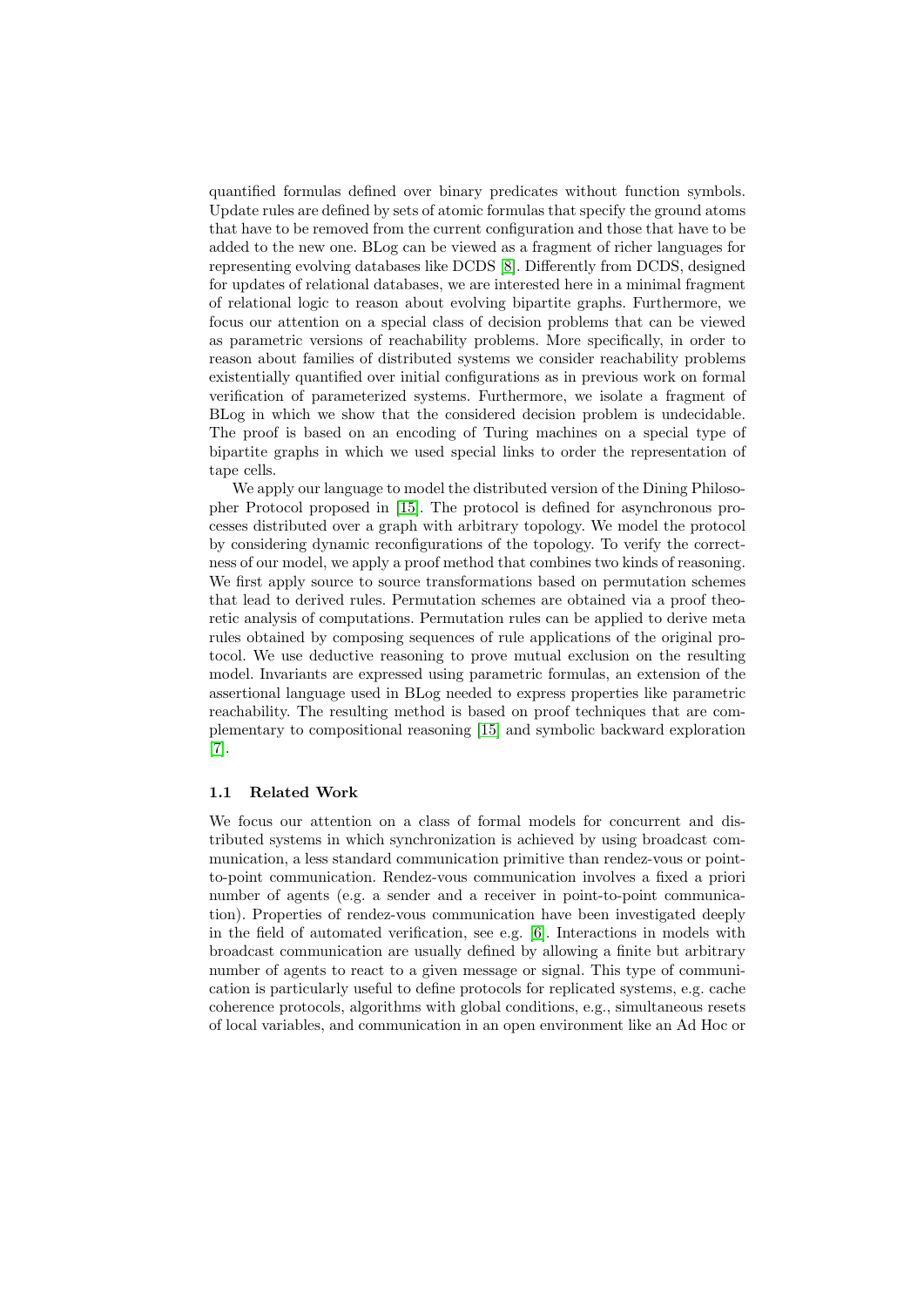quantified formulas defined over binary predicates without function symbols. Update rules are defined by sets of atomic formulas that specify the ground atoms that have to be removed from the current configuration and those that have to be added to the new one. BLog can be viewed as a fragment of richer languages for representing evolving databases like DCDS [8]. Differently from DCDS, designed for updates of relational databases, we are interested here in a minimal fragment of relational logic to reason about evolving bipartite graphs. Furthermore, we focus our attention on a special class of decision problems that can be viewed as parametric versions of reachability problems. More specifically, in order to reason about families of distributed systems we consider reachability problems existentially quantified over initial configurations as in previous work on formal verification of parameterized systems. Furthermore, we isolate a fragment of BLog in which we show that the considered decision problem is undecidable. The proof is based on an encoding of Turing machines on a special type of bipartite graphs in which we used special links to order the representation of tape cells.

We apply our language to model the distributed version of the Dining Philosopher Protocol proposed in [15]. The protocol is defined for asynchronous processes distributed over a graph with arbitrary topology. We model the protocol by considering dynamic reconfigurations of the topology. To verify the correctness of our model, we apply a proof method that combines two kinds of reasoning. We first apply source to source transformations based on permutation schemes that lead to derived rules. Permutation schemes are obtained via a proof theoretic analysis of computations. Permutation rules can be applied to derive meta rules obtained by composing sequences of rule applications of the original protocol. We use deductive reasoning to prove mutual exclusion on the resulting model. Invariants are expressed using parametric formulas, an extension of the assertional language used in BLog needed to express properties like parametric reachability. The resulting method is based on proof techniques that are complementary to compositional reasoning [15] and symbolic backward exploration [7].

### 1.1 Related Work

We focus our attention on a class of formal models for concurrent and distributed systems in which synchronization is achieved by using broadcast communication, a less standard communication primitive than rendez-vous or point-to-point communication. Rendez-vous communication involves a fixed a priori number of agents (e.g. a sender and a receiver in point-to-point communication). Properties of rendez-vous communication have been investigated deeply in the field of automated verification, see e.g. [6]. Interactions in models with broadcast communication are usually defined by allowing a finite but arbitrary number of agents to react to a given message or signal. This type of communication is particularly useful to define protocols for replicated systems, e.g. cache coherence protocols, algorithms with global conditions, e.g., simultaneous resets of local variables, and communication in an open environment like an Ad Hoc or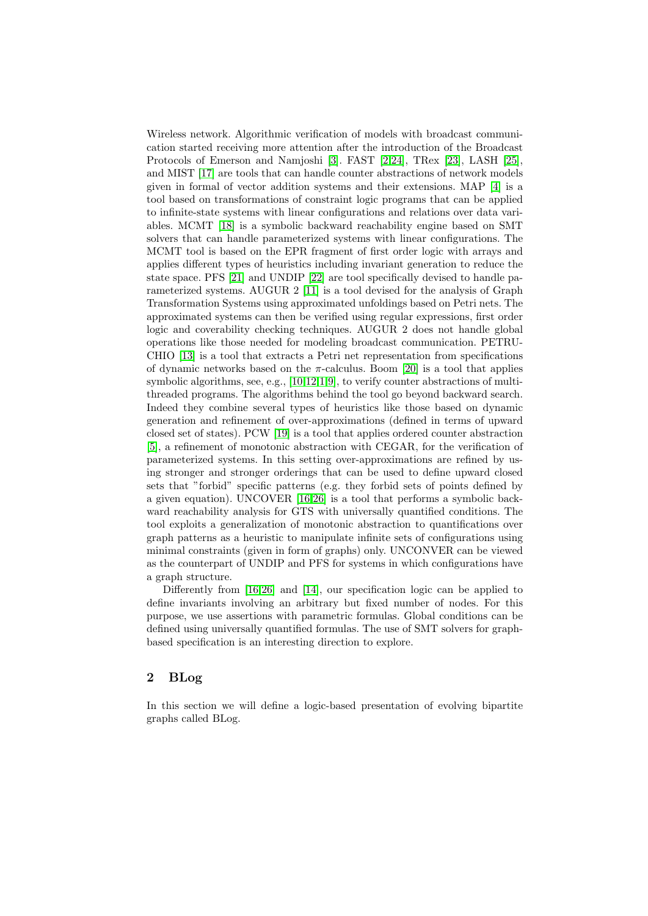Wireless network. Algorithmic verification of models with broadcast communication started receiving more attention after the introduction of the Broadcast Protocols of Emerson and Namjoshi [3]. FAST [2,24], TRex [23], LASH [25], and MIST [17] are tools that can handle counter abstractions of network models given in formal of vector addition systems and their extensions. MAP [4] is a tool based on transformations of constraint logic programs that can be applied to infinite-state systems with linear configurations and relations over data variables. MCMT [18] is a symbolic backward reachability engine based on SMT solvers that can handle parameterized systems with linear configurations. The MCMT tool is based on the EPR fragment of first order logic with arrays and applies different types of heuristics including invariant generation to reduce the state space. PFS [21] and UNDIP [22] are tool specifically devised to handle parameterized systems. AUGUR 2 [11] is a tool devised for the analysis of Graph Transformation Systems using approximated unfoldings based on Petri nets. The approximated systems can then be verified using regular expressions, first order logic and coverability checking techniques. AUGUR 2 does not handle global operations like those needed for modeling broadcast communication. PETRUCHIO [13] is a tool that extracts a Petri net representation from specifications of dynamic networks based on the $\pi$-calculus. Boom [20] is a tool that applies symbolic algorithms, see, e.g., [10,12,1,9], to verify counter abstractions of multithreaded programs. The algorithms behind the tool go beyond backward search. Indeed they combine several types of heuristics like those based on dynamic generation and refinement of over-approximations (defined in terms of upward closed set of states). PCW [19] is a tool that applies ordered counter abstraction [5], a refinement of monotonic abstraction with CEGAR, for the verification of parameterized systems. In this setting over-approximations are refined by using stronger and stronger orderings that can be used to define upward closed sets that "forbid" specific patterns (e.g. they forbid sets of points defined by a given equation). UNCOVER [16,26] is a tool that performs a symbolic backward reachability analysis for GTS with universally quantified conditions. The tool exploits a generalization of monotonic abstraction to quantifications over graph patterns as a heuristic to manipulate infinite sets of configurations using minimal constraints (given in form of graphs) only. UNCONVER can be viewed as the counterpart of UNDIP and PFS for systems in which configurations have a graph structure.

Differently from [16,26] and [14], our specification logic can be applied to define invariants involving an arbitrary but fixed number of nodes. For this purpose, we use assertions with parametric formulas. Global conditions can be defined using universally quantified formulas. The use of SMT solvers for graph-based specification is an interesting direction to explore.

## 2 BLog

In this section we will define a logic-based presentation of evolving bipartite graphs called BLog.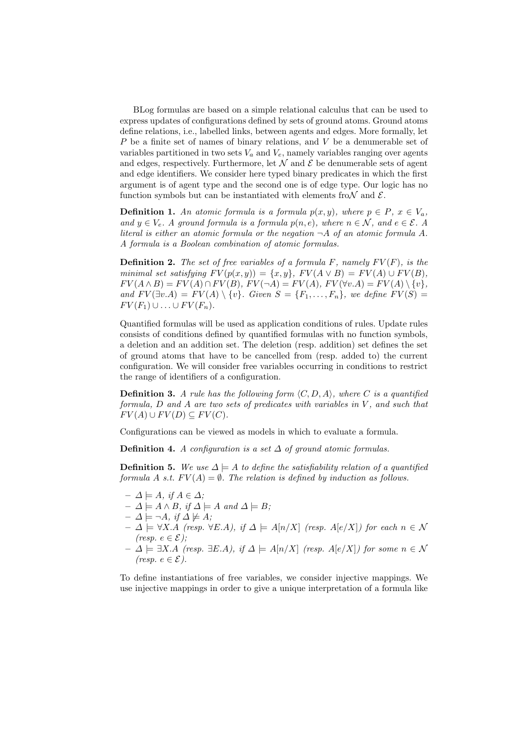BLog formulas are based on a simple relational calculus that can be used to express updates of configurations defined by sets of ground atoms. Ground atoms define relations, i.e., labelled links, between agents and edges. More formally, let $P$ be a finite set of names of binary relations, and $V$ be a denumerable set of variables partitioned in two sets $V_a$ and $V_e$, namely variables ranging over agents and edges, respectively. Furthermore, let $\mathcal{N}$ and $\mathcal{E}$ be denumerable sets of agent and edge identifiers. We consider here typed binary predicates in which the first argument is of agent type and the second one is of edge type. Our logic has no function symbols but can be instantiated with elements fro$\mathcal{N}$ and $\mathcal{E}$.

**Definition 1.** *An atomic formula is a formula $p(x, y)$, where $p \in P$, $x \in V_a$, and $y \in V_e$. A ground formula is a formula $p(n, e)$, where $n \in \mathcal{N}$, and $e \in \mathcal{E}$. A literal is either an atomic formula or the negation $\neg A$ of an atomic formula $A$. A formula is a Boolean combination of atomic formulas.*

**Definition 2.** *The set of free variables of a formula $F$, namely $FV(F)$, is the minimal set satisfying $FV(p(x, y)) = \{x, y\}$, $FV(A \vee B) = FV(A) \cup FV(B)$, $FV(A \wedge B) = FV(A) \cap FV(B)$, $FV(\neg A) = FV(A)$, $FV(\forall v.A) = FV(A) \setminus \{v\}$, and $FV(\exists v.A) = FV(A) \setminus \{v\}$. Given $S = \{F_1, \ldots, F_n\}$, we define $FV(S) = FV(F_1) \cup \ldots \cup FV(F_n)$.*

Quantified formulas will be used as application conditions of rules. Update rules consists of conditions defined by quantified formulas with no function symbols, a deletion and an addition set. The deletion (resp. addition) set defines the set of ground atoms that have to be cancelled from (resp. added to) the current configuration. We will consider free variables occurring in conditions to restrict the range of identifiers of a configuration.

**Definition 3.** *A rule has the following form $\langle C, D, A \rangle$, where $C$ is a quantified formula, $D$ and $A$ are two sets of predicates with variables in $V$, and such that $FV(A) \cup FV(D) \subseteq FV(C)$.*

Configurations can be viewed as models in which to evaluate a formula.

**Definition 4.** *A configuration is a set $\Delta$ of ground atomic formulas.*

**Definition 5.** *We use $\Delta \models A$ to define the satisfiability relation of a quantified formula $A$ s.t. $FV(A) = \emptyset$. The relation is defined by induction as follows.*

- *$\Delta \models A$, if $A \in \Delta$;*
- *$\Delta \models A \wedge B$, if $\Delta \models A$ and $\Delta \models B$;*
- *$\Delta \models \neg A$, if $\Delta \not\models A$;*
- *$\Delta \models \forall X.A$ (resp. $\forall E.A$), if $\Delta \models A[n/X]$ (resp. $A[e/X]$) for each $n \in \mathcal{N}$ (resp. $e \in \mathcal{E}$);*
- *$\Delta \models \exists X.A$ (resp. $\exists E.A$), if $\Delta \models A[n/X]$ (resp. $A[e/X]$) for some $n \in \mathcal{N}$ (resp. $e \in \mathcal{E}$).*

To define instantiations of free variables, we consider injective mappings. We use injective mappings in order to give a unique interpretation of a formula like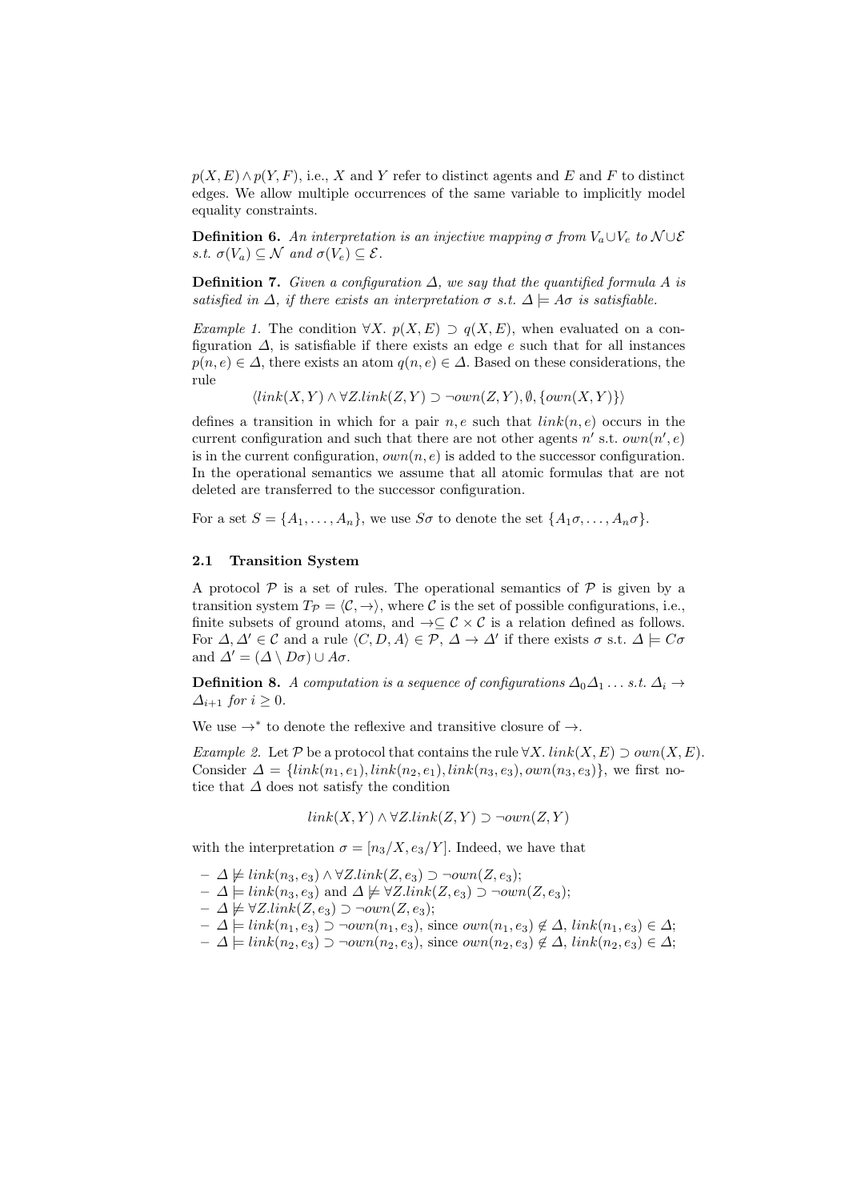$p(X,E) \wedge p(Y,F)$, i.e., $X$ and $Y$ refer to distinct agents and $E$ and $F$ to distinct edges. We allow multiple occurrences of the same variable to implicitly model equality constraints.

**Definition 6.** *An interpretation is an injective mapping $\sigma$ from $V_a \cup V_e$ to $\mathcal{N} \cup \mathcal{E}$ s.t. $\sigma(V_a) \subseteq \mathcal{N}$ and $\sigma(V_e) \subseteq \mathcal{E}$.*

**Definition 7.** *Given a configuration $\Delta$, we say that the quantified formula $A$ is satisfied in $\Delta$, if there exists an interpretation $\sigma$ s.t. $\Delta \models A\sigma$ is satisfiable.*

*Example 1.* The condition $\forall X.\ p(X,E) \supset q(X,E)$, when evaluated on a configuration $\Delta$, is satisfiable if there exists an edge $e$ such that for all instances $p(n,e) \in \Delta$, there exists an atom $q(n,e) \in \Delta$. Based on these considerations, the rule

$$\langle link(X,Y) \wedge \forall Z.link(Z,Y) \supset \neg own(Z,Y), \emptyset, \{own(X,Y)\}\rangle$$

defines a transition in which for a pair $n, e$ such that $link(n,e)$ occurs in the current configuration and such that there are not other agents $n'$ s.t. $own(n',e)$ is in the current configuration, $own(n,e)$ is added to the successor configuration. In the operational semantics we assume that all atomic formulas that are not deleted are transferred to the successor configuration.

For a set $S = \{A_1, \ldots, A_n\}$, we use $S\sigma$ to denote the set $\{A_1\sigma, \ldots, A_n\sigma\}$.

### 2.1 Transition System

A protocol $\mathcal{P}$ is a set of rules. The operational semantics of $\mathcal{P}$ is given by a transition system $T_{\mathcal{P}} = \langle \mathcal{C}, \rightarrow \rangle$, where $\mathcal{C}$ is the set of possible configurations, i.e., finite subsets of ground atoms, and $\rightarrow \subseteq \mathcal{C} \times \mathcal{C}$ is a relation defined as follows. For $\Delta, \Delta' \in \mathcal{C}$ and a rule $\langle C, D, A \rangle \in \mathcal{P}$, $\Delta \rightarrow \Delta'$ if there exists $\sigma$ s.t. $\Delta \models C\sigma$ and $\Delta' = (\Delta \setminus D\sigma) \cup A\sigma$.

**Definition 8.** *A computation is a sequence of configurations $\Delta_0 \Delta_1 \ldots$ s.t. $\Delta_i \rightarrow \Delta_{i+1}$ for $i \geq 0$.*

We use $\rightarrow^*$ to denote the reflexive and transitive closure of $\rightarrow$.

*Example 2.* Let $\mathcal{P}$ be a protocol that contains the rule $\forall X.\ link(X,E) \supset own(X,E)$. Consider $\Delta = \{link(n_1,e_1), link(n_2,e_1), link(n_3,e_3), own(n_3,e_3)\}$, we first notice that $\Delta$ does not satisfy the condition

$$link(X,Y) \wedge \forall Z.link(Z,Y) \supset \neg own(Z,Y)$$

with the interpretation $\sigma = [n_3/X, e_3/Y]$. Indeed, we have that

- $\Delta \not\models link(n_3,e_3) \wedge \forall Z.link(Z,e_3) \supset \neg own(Z,e_3)$;
- $\Delta \models link(n_3,e_3)$ and $\Delta \not\models \forall Z.link(Z,e_3) \supset \neg own(Z,e_3)$;
- $\Delta \not\models \forall Z.link(Z,e_3) \supset \neg own(Z,e_3)$;
- $\Delta \models link(n_1,e_3) \supset \neg own(n_1,e_3)$, since $own(n_1,e_3) \notin \Delta$, $link(n_1,e_3) \in \Delta$;
- $\Delta \models link(n_2,e_3) \supset \neg own(n_2,e_3)$, since $own(n_2,e_3) \notin \Delta$, $link(n_2,e_3) \in \Delta$;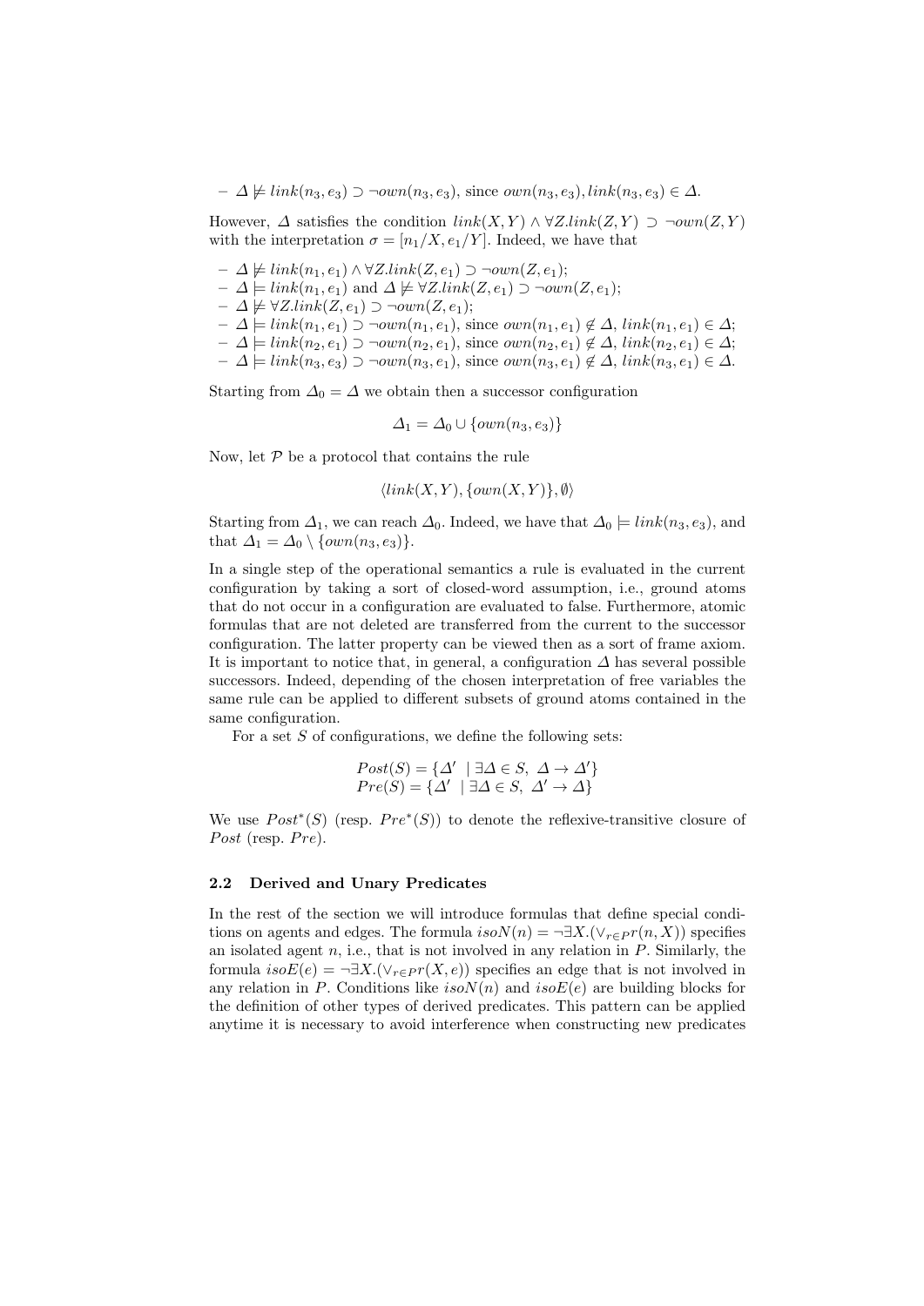- $\Delta \not\models link(n_3, e_3) \supset \neg own(n_3, e_3)$, since $own(n_3, e_3), link(n_3, e_3) \in \Delta$.

However, $\Delta$ satisfies the condition $link(X, Y) \wedge \forall Z.link(Z, Y) \supset \neg own(Z, Y)$ with the interpretation $\sigma = [n_1/X, e_1/Y]$. Indeed, we have that

- $\Delta \not\models link(n_1, e_1) \wedge \forall Z.link(Z, e_1) \supset \neg own(Z, e_1)$;
- $\Delta \models link(n_1, e_1)$ and $\Delta \not\models \forall Z.link(Z, e_1) \supset \neg own(Z, e_1)$;
- $\Delta \not\models \forall Z.link(Z, e_1) \supset \neg own(Z, e_1)$;
- $\Delta \models link(n_1, e_1) \supset \neg own(n_1, e_1)$, since $own(n_1, e_1) \notin \Delta$, $link(n_1, e_1) \in \Delta$;
- $\Delta \models link(n_2, e_1) \supset \neg own(n_2, e_1)$, since $own(n_2, e_1) \notin \Delta$, $link(n_2, e_1) \in \Delta$;
- $\Delta \models link(n_3, e_3) \supset \neg own(n_3, e_1)$, since $own(n_3, e_1) \notin \Delta$, $link(n_3, e_1) \in \Delta$.

Starting from $\Delta_0 = \Delta$ we obtain then a successor configuration

$$\Delta_1 = \Delta_0 \cup \{own(n_3, e_3)\}$$

Now, let $\mathcal{P}$ be a protocol that contains the rule

$$\langle link(X, Y), \{own(X, Y)\}, \emptyset \rangle$$

Starting from $\Delta_1$, we can reach $\Delta_0$. Indeed, we have that $\Delta_0 \models link(n_3, e_3)$, and that $\Delta_1 = \Delta_0 \setminus \{own(n_3, e_3)\}$.

In a single step of the operational semantics a rule is evaluated in the current configuration by taking a sort of closed-word assumption, i.e., ground atoms that do not occur in a configuration are evaluated to false. Furthermore, atomic formulas that are not deleted are transferred from the current to the successor configuration. The latter property can be viewed then as a sort of frame axiom. It is important to notice that, in general, a configuration $\Delta$ has several possible successors. Indeed, depending of the chosen interpretation of free variables the same rule can be applied to different subsets of ground atoms contained in the same configuration.

For a set $S$ of configurations, we define the following sets:

$$Post(S) = \{\Delta' \mid \exists \Delta \in S,\ \Delta \rightarrow \Delta'\}$$
$$Pre(S) = \{\Delta' \mid \exists \Delta \in S,\ \Delta' \rightarrow \Delta\}$$

We use $Post^*(S)$ (resp. $Pre^*(S)$) to denote the reflexive-transitive closure of $Post$ (resp. $Pre$).

### 2.2 Derived and Unary Predicates

In the rest of the section we will introduce formulas that define special conditions on agents and edges. The formula $isoN(n) = \neg \exists X.(\vee_{r \in P} r(n, X))$ specifies an isolated agent $n$, i.e., that is not involved in any relation in $P$. Similarly, the formula $isoE(e) = \neg \exists X.(\vee_{r \in P} r(X, e))$ specifies an edge that is not involved in any relation in $P$. Conditions like $isoN(n)$ and $isoE(e)$ are building blocks for the definition of other types of derived predicates. This pattern can be applied anytime it is necessary to avoid interference when constructing new predicates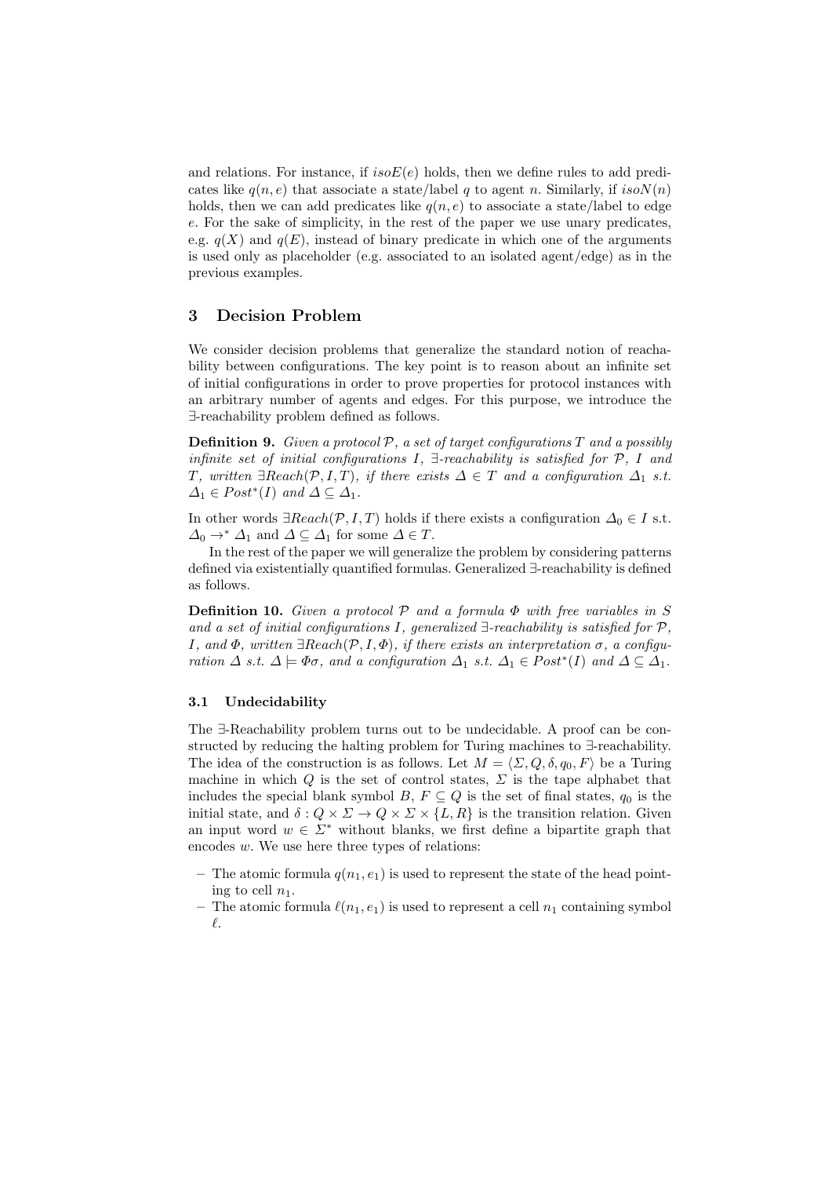and relations. For instance, if $isoE(e)$ holds, then we define rules to add predicates like $q(n, e)$ that associate a state/label $q$ to agent $n$. Similarly, if $isoN(n)$ holds, then we can add predicates like $q(n, e)$ to associate a state/label to edge $e$. For the sake of simplicity, in the rest of the paper we use unary predicates, e.g. $q(X)$ and $q(E)$, instead of binary predicate in which one of the arguments is used only as placeholder (e.g. associated to an isolated agent/edge) as in the previous examples.

## 3 Decision Problem

We consider decision problems that generalize the standard notion of reachability between configurations. The key point is to reason about an infinite set of initial configurations in order to prove properties for protocol instances with an arbitrary number of agents and edges. For this purpose, we introduce the $\exists$-reachability problem defined as follows.

**Definition 9.** *Given a protocol $\mathcal{P}$, a set of target configurations $T$ and a possibly infinite set of initial configurations $I$, $\exists$-reachability is satisfied for $\mathcal{P}$, $I$ and $T$, written $\exists Reach(\mathcal{P}, I, T)$, if there exists $\Delta \in T$ and a configuration $\Delta_1$ s.t. $\Delta_1 \in Post^*(I)$ and $\Delta \subseteq \Delta_1$.*

In other words $\exists Reach(\mathcal{P}, I, T)$ holds if there exists a configuration $\Delta_0 \in I$ s.t. $\Delta_0 \to^* \Delta_1$ and $\Delta \subseteq \Delta_1$ for some $\Delta \in T$.

In the rest of the paper we will generalize the problem by considering patterns defined via existentially quantified formulas. Generalized $\exists$-reachability is defined as follows.

**Definition 10.** *Given a protocol $\mathcal{P}$ and a formula $\Phi$ with free variables in $S$ and a set of initial configurations $I$, generalized $\exists$-reachability is satisfied for $\mathcal{P}$, $I$, and $\Phi$, written $\exists Reach(\mathcal{P}, I, \Phi)$, if there exists an interpretation $\sigma$, a configuration $\Delta$ s.t. $\Delta \models \Phi\sigma$, and a configuration $\Delta_1$ s.t. $\Delta_1 \in Post^*(I)$ and $\Delta \subseteq \Delta_1$.*

### 3.1 Undecidability

The $\exists$-Reachability problem turns out to be undecidable. A proof can be constructed by reducing the halting problem for Turing machines to $\exists$-reachability. The idea of the construction is as follows. Let $M = \langle \Sigma, Q, \delta, q_0, F \rangle$ be a Turing machine in which $Q$ is the set of control states, $\Sigma$ is the tape alphabet that includes the special blank symbol $B$, $F \subseteq Q$ is the set of final states, $q_0$ is the initial state, and $\delta : Q \times \Sigma \to Q \times \Sigma \times \{L, R\}$ is the transition relation. Given an input word $w \in \Sigma^*$ without blanks, we first define a bipartite graph that encodes $w$. We use here three types of relations:

- The atomic formula $q(n_1, e_1)$ is used to represent the state of the head pointing to cell $n_1$.
- The atomic formula $\ell(n_1, e_1)$ is used to represent a cell $n_1$ containing symbol $\ell$.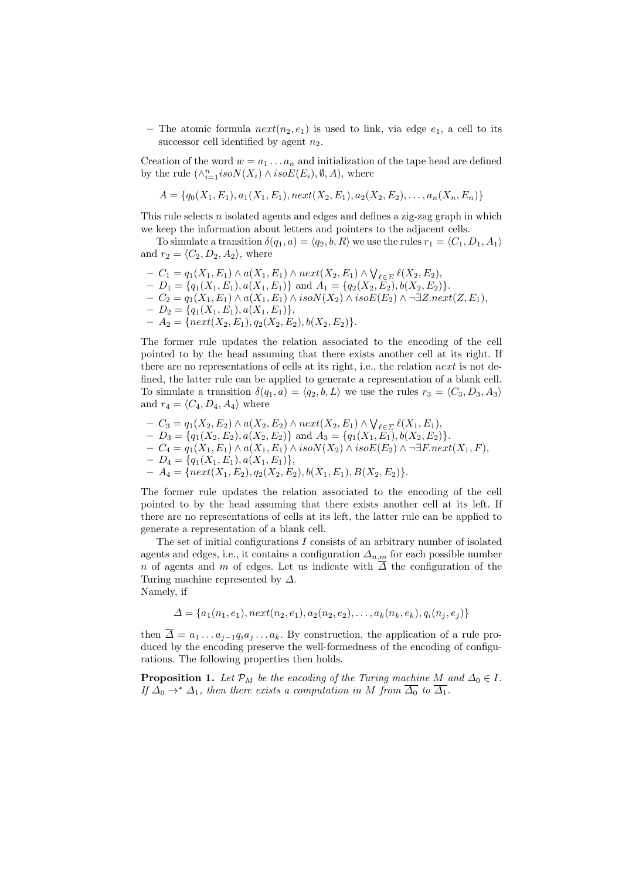- The atomic formula $next(n_2, e_1)$ is used to link, via edge $e_1$, a cell to its successor cell identified by agent $n_2$.

Creation of the word $w = a_1 \ldots a_n$ and initialization of the tape head are defined by the rule $(\wedge_{i=1}^{n} isoN(X_i) \wedge isoE(E_i), \emptyset, A)$, where

$$A = \{q_0(X_1, E_1), a_1(X_1, E_1), next(X_2, E_1), a_2(X_2, E_2), \ldots, a_n(X_n, E_n)\}$$

This rule selects $n$ isolated agents and edges and defines a zig-zag graph in which we keep the information about letters and pointers to the adjacent cells.

To simulate a transition $\delta(q_1, a) = \langle q_2, b, R\rangle$ we use the rules $r_1 = \langle C_1, D_1, A_1\rangle$ and $r_2 = \langle C_2, D_2, A_2\rangle$, where

- $C_1 = q_1(X_1, E_1) \wedge a(X_1, E_1) \wedge next(X_2, E_1) \wedge \bigvee_{\ell \in \Sigma} \ell(X_2, E_2)$,
- $D_1 = \{q_1(X_1, E_1), a(X_1, E_1)\}$ and $A_1 = \{q_2(X_2, E_2), b(X_2, E_2)\}$.
- $C_2 = q_1(X_1, E_1) \wedge a(X_1, E_1) \wedge isoN(X_2) \wedge isoE(E_2) \wedge \neg\exists Z.next(Z, E_1)$,
- $D_2 = \{q_1(X_1, E_1), a(X_1, E_1)\}$,
- $A_2 = \{next(X_2, E_1), q_2(X_2, E_2), b(X_2, E_2)\}$.

The former rule updates the relation associated to the encoding of the cell pointed to by the head assuming that there exists another cell at its right. If there are no representations of cells at its right, i.e., the relation $next$ is not defined, the latter rule can be applied to generate a representation of a blank cell. To simulate a transition $\delta(q_1, a) = \langle q_2, b, L\rangle$ we use the rules $r_3 = \langle C_3, D_3, A_3\rangle$ and $r_4 = \langle C_4, D_4, A_4\rangle$ where

- $C_3 = q_1(X_2, E_2) \wedge a(X_2, E_2) \wedge next(X_2, E_1) \wedge \bigvee_{\ell \in \Sigma} \ell(X_1, E_1)$,
- $D_3 = \{q_1(X_2, E_2), a(X_2, E_2)\}$ and $A_3 = \{q_1(X_1, E_1), b(X_2, E_2)\}$.
- $C_4 = q_1(X_1, E_1) \wedge a(X_1, E_1) \wedge isoN(X_2) \wedge isoE(E_2) \wedge \neg\exists F.next(X_1, F)$,
- $D_4 = \{q_1(X_1, E_1), a(X_1, E_1)\}$,
- $A_4 = \{next(X_1, E_2), q_2(X_2, E_2), b(X_1, E_1), B(X_2, E_2)\}$.

The former rule updates the relation associated to the encoding of the cell pointed to by the head assuming that there exists another cell at its left. If there are no representations of cells at its left, the latter rule can be applied to generate a representation of a blank cell.

The set of initial configurations $I$ consists of an arbitrary number of isolated agents and edges, i.e., it contains a configuration $\Delta_{n,m}$ for each possible number $n$ of agents and $m$ of edges. Let us indicate with $\overline{\Delta}$ the configuration of the Turing machine represented by $\Delta$.
Namely, if

$$\Delta = \{a_1(n_1, e_1), next(n_2, e_1), a_2(n_2, e_2), \ldots, a_k(n_k, e_k), q_i(n_j, e_j)\}$$

then $\overline{\Delta} = a_1 \ldots a_{j-1} q_i a_j \ldots a_k$. By construction, the application of a rule produced by the encoding preserve the well-formedness of the encoding of configurations. The following properties then holds.

**Proposition 1.** *Let $\mathcal{P}_M$ be the encoding of the Turing machine $M$ and $\Delta_0 \in I$. If $\Delta_0 \rightarrow^* \Delta_1$, then there exists a computation in $M$ from $\overline{\Delta_0}$ to $\overline{\Delta_1}$.*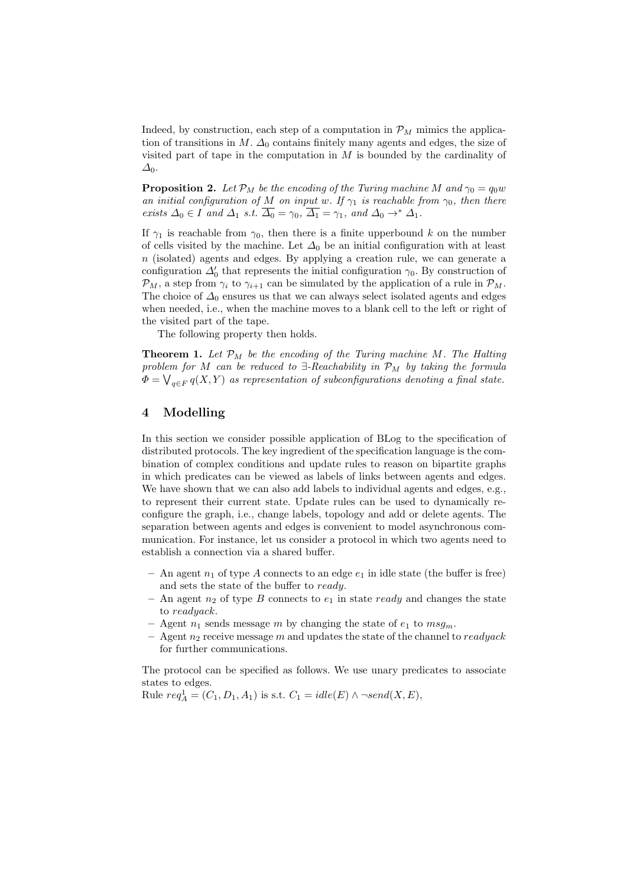Indeed, by construction, each step of a computation in $\mathcal{P}_M$ mimics the application of transitions in $M$. $\Delta_0$ contains finitely many agents and edges, the size of visited part of tape in the computation in $M$ is bounded by the cardinality of $\Delta_0$.

**Proposition 2.** *Let $\mathcal{P}_M$ be the encoding of the Turing machine $M$ and $\gamma_0 = q_0 w$ an initial configuration of $M$ on input $w$. If $\gamma_1$ is reachable from $\gamma_0$, then there exists $\Delta_0 \in I$ and $\Delta_1$ s.t. $\overline{\Delta_0} = \gamma_0$, $\overline{\Delta_1} = \gamma_1$, and $\Delta_0 \rightarrow^* \Delta_1$.*

If $\gamma_1$ is reachable from $\gamma_0$, then there is a finite upperbound $k$ on the number of cells visited by the machine. Let $\Delta_0$ be an initial configuration with at least $n$ (isolated) agents and edges. By applying a creation rule, we can generate a configuration $\Delta_0'$ that represents the initial configuration $\gamma_0$. By construction of $\mathcal{P}_M$, a step from $\gamma_i$ to $\gamma_{i+1}$ can be simulated by the application of a rule in $\mathcal{P}_M$. The choice of $\Delta_0$ ensures us that we can always select isolated agents and edges when needed, i.e., when the machine moves to a blank cell to the left or right of the visited part of the tape.

The following property then holds.

**Theorem 1.** *Let $\mathcal{P}_M$ be the encoding of the Turing machine $M$. The Halting problem for $M$ can be reduced to $\exists$-Reachability in $\mathcal{P}_M$ by taking the formula $\Phi = \bigvee_{q \in F} q(X, Y)$ as representation of subconfigurations denoting a final state.*

## 4 Modelling

In this section we consider possible application of BLog to the specification of distributed protocols. The key ingredient of the specification language is the combination of complex conditions and update rules to reason on bipartite graphs in which predicates can be viewed as labels of links between agents and edges. We have shown that we can also add labels to individual agents and edges, e.g., to represent their current state. Update rules can be used to dynamically reconfigure the graph, i.e., change labels, topology and add or delete agents. The separation between agents and edges is convenient to model asynchronous communication. For instance, let us consider a protocol in which two agents need to establish a connection via a shared buffer.

- An agent $n_1$ of type $A$ connects to an edge $e_1$ in idle state (the buffer is free) and sets the state of the buffer to *ready*.
- An agent $n_2$ of type $B$ connects to $e_1$ in state *ready* and changes the state to *readyack*.
- Agent $n_1$ sends message $m$ by changing the state of $e_1$ to $msg_m$.
- Agent $n_2$ receive message $m$ and updates the state of the channel to *readyack* for further communications.

The protocol can be specified as follows. We use unary predicates to associate states to edges.
Rule $req_A^1 = (C_1, D_1, A_1)$ is s.t. $C_1 = idle(E) \wedge \neg send(X, E)$,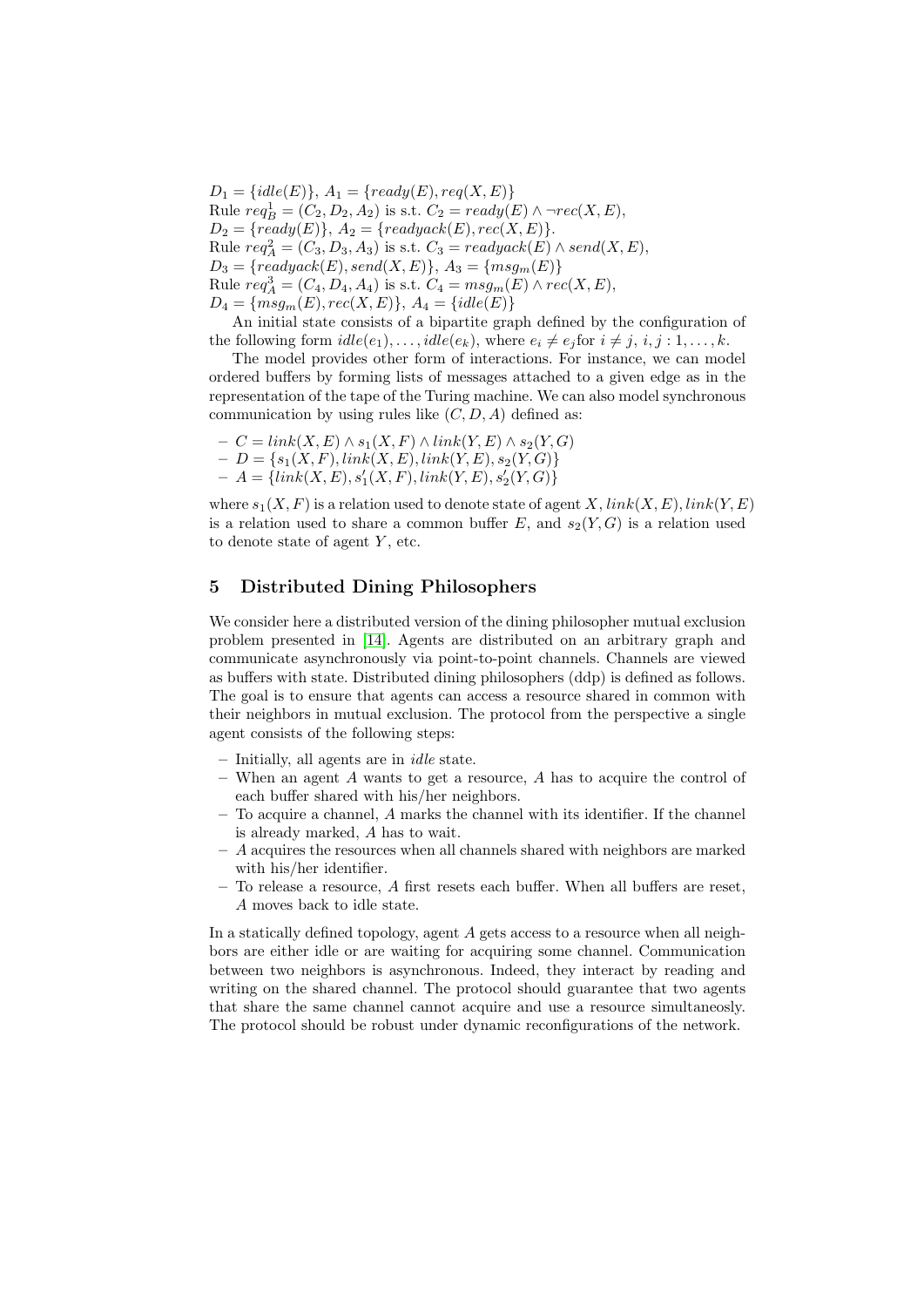$D_1 = \{idle(E)\}$, $A_1 = \{ready(E), req(X, E)\}$
Rule $req^1_B = (C_2, D_2, A_2)$ is s.t. $C_2 = ready(E) \wedge \neg rec(X, E)$,
$D_2 = \{ready(E)\}$, $A_2 = \{readyack(E), rec(X, E)\}$.
Rule $req^2_A = (C_3, D_3, A_3)$ is s.t. $C_3 = readyack(E) \wedge send(X, E)$,
$D_3 = \{readyack(E), send(X, E)\}$, $A_3 = \{msg_m(E)\}$
Rule $req^3_A = (C_4, D_4, A_4)$ is s.t. $C_4 = msg_m(E) \wedge rec(X, E)$,
$D_4 = \{msg_m(E), rec(X, E)\}$, $A_4 = \{idle(E)\}$

An initial state consists of a bipartite graph defined by the configuration of the following form $idle(e_1), \ldots, idle(e_k)$, where $e_i \neq e_j$for $i \neq j$, $i, j : 1, \ldots, k$.

The model provides other form of interactions. For instance, we can model ordered buffers by forming lists of messages attached to a given edge as in the representation of the tape of the Turing machine. We can also model synchronous communication by using rules like $(C, D, A)$ defined as:

- $C = link(X, E) \wedge s_1(X, F) \wedge link(Y, E) \wedge s_2(Y, G)$
- $D = \{s_1(X, F), link(X, E), link(Y, E), s_2(Y, G)\}$
- $A = \{link(X, E), s'_1(X, F), link(Y, E), s'_2(Y, G)\}$

where $s_1(X, F)$ is a relation used to denote state of agent $X$, $link(X, E), link(Y, E)$ is a relation used to share a common buffer $E$, and $s_2(Y, G)$ is a relation used to denote state of agent $Y$, etc.

## 5 Distributed Dining Philosophers

We consider here a distributed version of the dining philosopher mutual exclusion problem presented in [14]. Agents are distributed on an arbitrary graph and communicate asynchronously via point-to-point channels. Channels are viewed as buffers with state. Distributed dining philosophers (ddp) is defined as follows. The goal is to ensure that agents can access a resource shared in common with their neighbors in mutual exclusion. The protocol from the perspective a single agent consists of the following steps:

- Initially, all agents are in *idle* state.
- When an agent $A$ wants to get a resource, $A$ has to acquire the control of each buffer shared with his/her neighbors.
- To acquire a channel, $A$ marks the channel with its identifier. If the channel is already marked, $A$ has to wait.
- $A$ acquires the resources when all channels shared with neighbors are marked with his/her identifier.
- To release a resource, $A$ first resets each buffer. When all buffers are reset, $A$ moves back to idle state.

In a statically defined topology, agent $A$ gets access to a resource when all neighbors are either idle or are waiting for acquiring some channel. Communication between two neighbors is asynchronous. Indeed, they interact by reading and writing on the shared channel. The protocol should guarantee that two agents that share the same channel cannot acquire and use a resource simultaneosly. The protocol should be robust under dynamic reconfigurations of the network.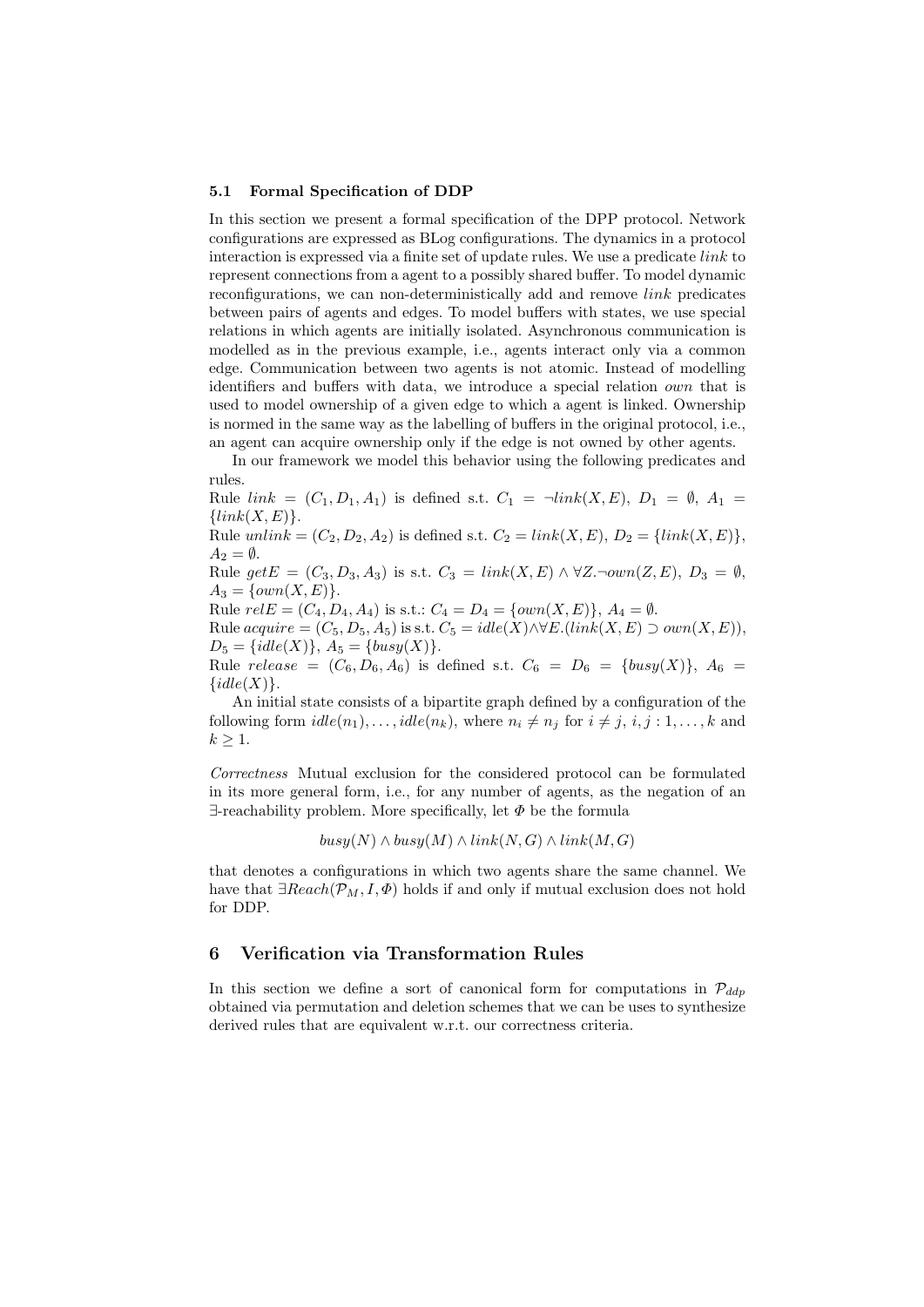### 5.1 Formal Specification of DDP

In this section we present a formal specification of the DPP protocol. Network configurations are expressed as BLog configurations. The dynamics in a protocol interaction is expressed via a finite set of update rules. We use a predicate *link* to represent connections from a agent to a possibly shared buffer. To model dynamic reconfigurations, we can non-deterministically add and remove *link* predicates between pairs of agents and edges. To model buffers with states, we use special relations in which agents are initially isolated. Asynchronous communication is modelled as in the previous example, i.e., agents interact only via a common edge. Communication between two agents is not atomic. Instead of modelling identifiers and buffers with data, we introduce a special relation *own* that is used to model ownership of a given edge to which a agent is linked. Ownership is normed in the same way as the labelling of buffers in the original protocol, i.e., an agent can acquire ownership only if the edge is not owned by other agents.

In our framework we model this behavior using the following predicates and rules.

Rule *link* $= (C_1, D_1, A_1)$ is defined s.t. $C_1 = \neg link(X, E)$, $D_1 = \emptyset$, $A_1 = \{link(X, E)\}$.
Rule *unlink* $= (C_2, D_2, A_2)$ is defined s.t. $C_2 = link(X, E)$, $D_2 = \{link(X, E)\}$, $A_2 = \emptyset$.
Rule *getE* $= (C_3, D_3, A_3)$ is s.t. $C_3 = link(X, E) \wedge \forall Z.\neg own(Z, E)$, $D_3 = \emptyset$, $A_3 = \{own(X, E)\}$.
Rule *relE* $= (C_4, D_4, A_4)$ is s.t.: $C_4 = D_4 = \{own(X, E)\}$, $A_4 = \emptyset$.
Rule *acquire* $= (C_5, D_5, A_5)$ is s.t. $C_5 = idle(X) \wedge \forall E.(link(X, E) \supset own(X, E))$, $D_5 = \{idle(X)\}$, $A_5 = \{busy(X)\}$.
Rule *release* $= (C_6, D_6, A_6)$ is defined s.t. $C_6 = D_6 = \{busy(X)\}$, $A_6 = \{idle(X)\}$.

An initial state consists of a bipartite graph defined by a configuration of the following form $idle(n_1), \ldots, idle(n_k)$, where $n_i \neq n_j$ for $i \neq j$, $i, j : 1, \ldots, k$ and $k \geq 1$.

*Correctness* Mutual exclusion for the considered protocol can be formulated in its more general form, i.e., for any number of agents, as the negation of an $\exists$-reachability problem. More specifically, let $\Phi$ be the formula

$$busy(N) \wedge busy(M) \wedge link(N, G) \wedge link(M, G)$$

that denotes a configurations in which two agents share the same channel. We have that $\exists Reach(\mathcal{P}_M, I, \Phi)$ holds if and only if mutual exclusion does not hold for DDP.

## 6 Verification via Transformation Rules

In this section we define a sort of canonical form for computations in $\mathcal{P}_{ddp}$ obtained via permutation and deletion schemes that we can be uses to synthesize derived rules that are equivalent w.r.t. our correctness criteria.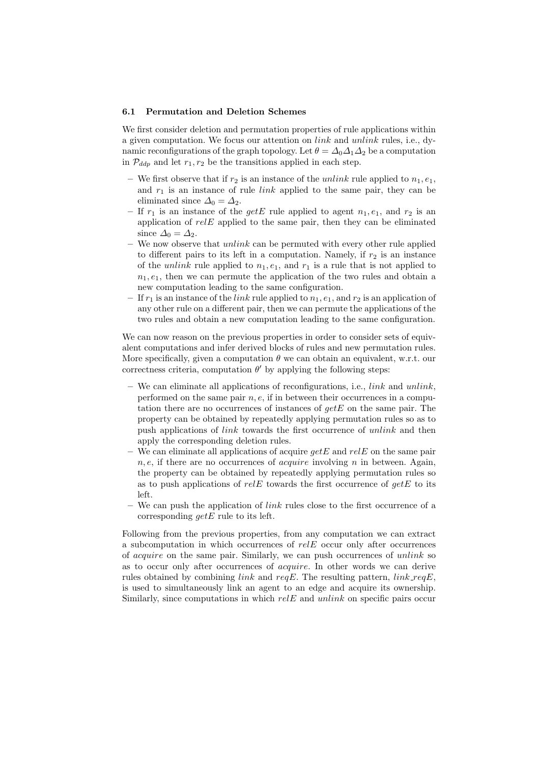### 6.1 Permutation and Deletion Schemes

We first consider deletion and permutation properties of rule applications within a given computation. We focus our attention on *link* and *unlink* rules, i.e., dynamic reconfigurations of the graph topology. Let $\theta = \Delta_0 \Delta_1 \Delta_2$ be a computation in $\mathcal{P}_{ddp}$ and let $r_1, r_2$ be the transitions applied in each step.

- We first observe that if $r_2$ is an instance of the *unlink* rule applied to $n_1, e_1$, and $r_1$ is an instance of rule *link* applied to the same pair, they can be eliminated since $\Delta_0 = \Delta_2$.
- If $r_1$ is an instance of the *getE* rule applied to agent $n_1, e_1$, and $r_2$ is an application of *relE* applied to the same pair, then they can be eliminated since $\Delta_0 = \Delta_2$.
- We now observe that *unlink* can be permuted with every other rule applied to different pairs to its left in a computation. Namely, if $r_2$ is an instance of the *unlink* rule applied to $n_1, e_1$, and $r_1$ is a rule that is not applied to $n_1, e_1$, then we can permute the application of the two rules and obtain a new computation leading to the same configuration.
- If $r_1$ is an instance of the *link* rule applied to $n_1, e_1$, and $r_2$ is an application of any other rule on a different pair, then we can permute the applications of the two rules and obtain a new computation leading to the same configuration.

We can now reason on the previous properties in order to consider sets of equivalent computations and infer derived blocks of rules and new permutation rules. More specifically, given a computation $\theta$ we can obtain an equivalent, w.r.t. our correctness criteria, computation $\theta'$ by applying the following steps:

- We can eliminate all applications of reconfigurations, i.e., *link* and *unlink*, performed on the same pair $n, e$, if in between their occurrences in a computation there are no occurrences of instances of *getE* on the same pair. The property can be obtained by repeatedly applying permutation rules so as to push applications of *link* towards the first occurrence of *unlink* and then apply the corresponding deletion rules.
- We can eliminate all applications of acquire *getE* and *relE* on the same pair $n, e$, if there are no occurrences of *acquire* involving $n$ in between. Again, the property can be obtained by repeatedly applying permutation rules so as to push applications of *relE* towards the first occurrence of *getE* to its left.
- We can push the application of *link* rules close to the first occurrence of a corresponding *getE* rule to its left.

Following from the previous properties, from any computation we can extract a subcomputation in which occurrences of *relE* occur only after occurrences of *acquire* on the same pair. Similarly, we can push occurrences of *unlink* so as to occur only after occurrences of *acquire*. In other words we can derive rules obtained by combining *link* and *reqE*. The resulting pattern, *link_reqE*, is used to simultaneously link an agent to an edge and acquire its ownership. Similarly, since computations in which *relE* and *unlink* on specific pairs occur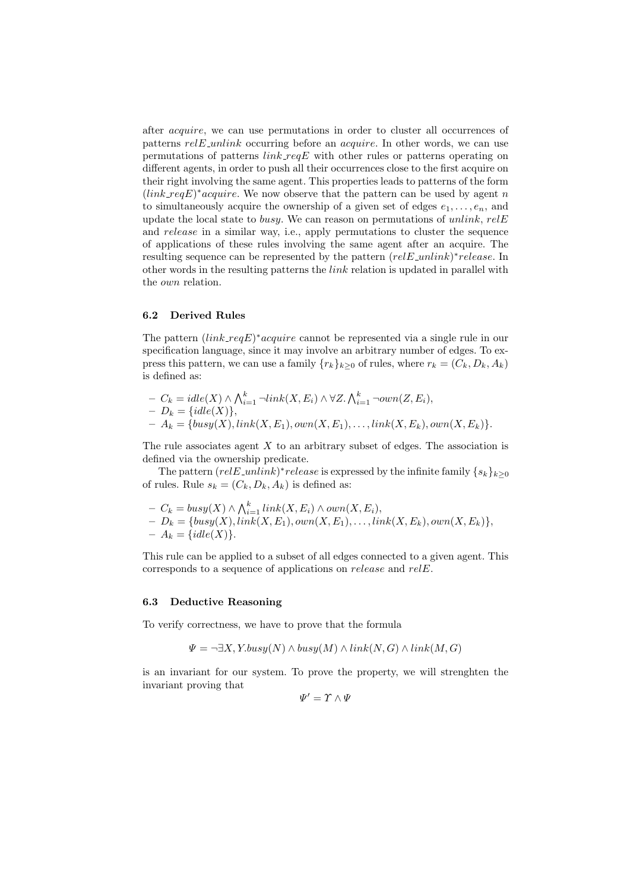after *acquire*, we can use permutations in order to cluster all occurrences of patterns *relE_unlink* occurring before an *acquire*. In other words, we can use permutations of patterns *link_reqE* with other rules or patterns operating on different agents, in order to push all their occurrences close to the first acquire on their right involving the same agent. This properties leads to patterns of the form $(link\_reqE)^*acquire$. We now observe that the pattern can be used by agent $n$ to simultaneously acquire the ownership of a given set of edges $e_1, \ldots, e_n$, and update the local state to *busy*. We can reason on permutations of *unlink*, *relE* and *release* in a similar way, i.e., apply permutations to cluster the sequence of applications of these rules involving the same agent after an acquire. The resulting sequence can be represented by the pattern $(relE\_unlink)^*release$. In other words in the resulting patterns the *link* relation is updated in parallel with the *own* relation.

### 6.2 Derived Rules

The pattern $(link\_reqE)^*acquire$ cannot be represented via a single rule in our specification language, since it may involve an arbitrary number of edges. To express this pattern, we can use a family $\{r_k\}_{k\geq 0}$ of rules, where $r_k = (C_k, D_k, A_k)$ is defined as:

- $C_k = idle(X) \wedge \bigwedge_{i=1}^{k} \neg link(X, E_i) \wedge \forall Z. \bigwedge_{i=1}^{k} \neg own(Z, E_i)$,
- $D_k = \{idle(X)\}$,
- $A_k = \{busy(X), link(X, E_1), own(X, E_1), \ldots, link(X, E_k), own(X, E_k)\}$.

The rule associates agent $X$ to an arbitrary subset of edges. The association is defined via the ownership predicate.

The pattern $(relE\_unlink)^*release$ is expressed by the infinite family $\{s_k\}_{k\geq 0}$ of rules. Rule $s_k = (C_k, D_k, A_k)$ is defined as:

- $C_k = busy(X) \wedge \bigwedge_{i=1}^{k} link(X, E_i) \wedge own(X, E_i)$,
- $D_k = \{busy(X), link(X, E_1), own(X, E_1), \ldots, link(X, E_k), own(X, E_k)\}$,
- $A_k = \{idle(X)\}$.

This rule can be applied to a subset of all edges connected to a given agent. This corresponds to a sequence of applications on *release* and *relE*.

### 6.3 Deductive Reasoning

To verify correctness, we have to prove that the formula

$$\Psi = \neg \exists X, Y. busy(N) \wedge busy(M) \wedge link(N, G) \wedge link(M, G)$$

is an invariant for our system. To prove the property, we will strenghten the invariant proving that

$$\Psi' = \Upsilon \wedge \Psi$$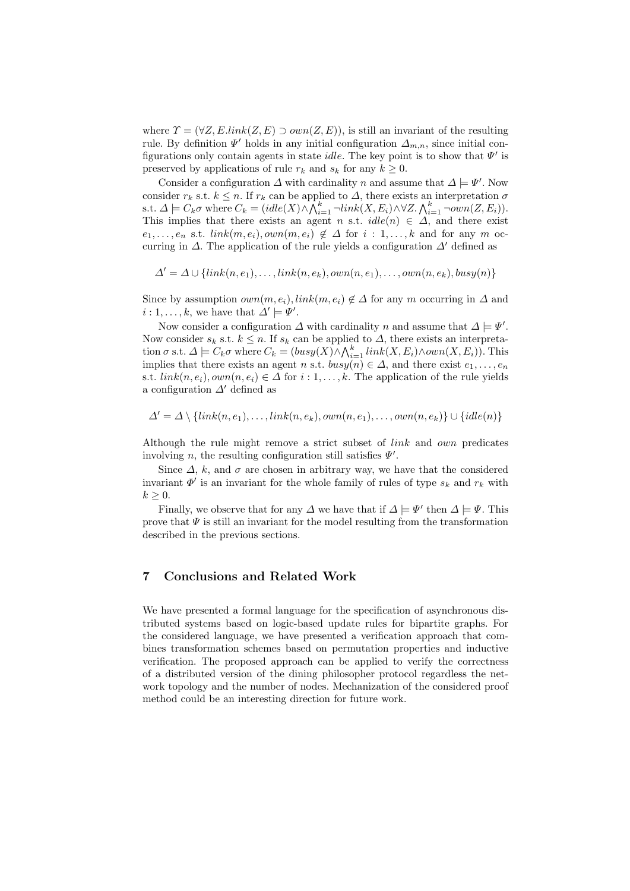where $\Upsilon = (\forall Z, E.link(Z, E) \supset own(Z, E))$, is still an invariant of the resulting rule. By definition $\Psi'$ holds in any initial configuration $\Delta_{m,n}$, since initial configurations only contain agents in state *idle*. The key point is to show that $\Psi'$ is preserved by applications of rule $r_k$ and $s_k$ for any $k \geq 0$.

Consider a configuration $\Delta$ with cardinality $n$ and assume that $\Delta \models \Psi'$. Now consider $r_k$ s.t. $k \leq n$. If $r_k$ can be applied to $\Delta$, there exists an interpretation $\sigma$ s.t. $\Delta \models C_k\sigma$ where $C_k = (idle(X) \wedge \bigwedge_{i=1}^{k} \neg link(X, E_i) \wedge \forall Z. \bigwedge_{i=1}^{k} \neg own(Z, E_i))$. This implies that there exists an agent $n$ s.t. $idle(n) \in \Delta$, and there exist $e_1, \ldots, e_n$ s.t. $link(m, e_i), own(m, e_i) \notin \Delta$ for $i : 1, \ldots, k$ and for any $m$ occurring in $\Delta$. The application of the rule yields a configuration $\Delta'$ defined as

$$\Delta' = \Delta \cup \{link(n, e_1), \ldots, link(n, e_k), own(n, e_1), \ldots, own(n, e_k), busy(n)\}$$

Since by assumption $own(m, e_i), link(m, e_i) \notin \Delta$ for any $m$ occurring in $\Delta$ and $i : 1, \ldots, k$, we have that $\Delta' \models \Psi'$.

Now consider a configuration $\Delta$ with cardinality $n$ and assume that $\Delta \models \Psi'$. Now consider $s_k$ s.t. $k \leq n$. If $s_k$ can be applied to $\Delta$, there exists an interpretation $\sigma$ s.t. $\Delta \models C_k\sigma$ where $C_k = (busy(X) \wedge \bigwedge_{i=1}^{k} link(X, E_i) \wedge own(X, E_i))$. This implies that there exists an agent $n$ s.t. $busy(n) \in \Delta$, and there exist $e_1, \ldots, e_n$ s.t. $link(n, e_i), own(n, e_i) \in \Delta$ for $i : 1, \ldots, k$. The application of the rule yields a configuration $\Delta'$ defined as

$$\Delta' = \Delta \setminus \{link(n, e_1), \ldots, link(n, e_k), own(n, e_1), \ldots, own(n, e_k)\} \cup \{idle(n)\}$$

Although the rule might remove a strict subset of *link* and *own* predicates involving $n$, the resulting configuration still satisfies $\Psi'$.

Since $\Delta$, $k$, and $\sigma$ are chosen in arbitrary way, we have that the considered invariant $\Phi'$ is an invariant for the whole family of rules of type $s_k$ and $r_k$ with $k \geq 0$.

Finally, we observe that for any $\Delta$ we have that if $\Delta \models \Psi'$ then $\Delta \models \Psi$. This prove that $\Psi$ is still an invariant for the model resulting from the transformation described in the previous sections.

## 7 Conclusions and Related Work

We have presented a formal language for the specification of asynchronous distributed systems based on logic-based update rules for bipartite graphs. For the considered language, we have presented a verification approach that combines transformation schemes based on permutation properties and inductive verification. The proposed approach can be applied to verify the correctness of a distributed version of the dining philosopher protocol regardless the network topology and the number of nodes. Mechanization of the considered proof method could be an interesting direction for future work.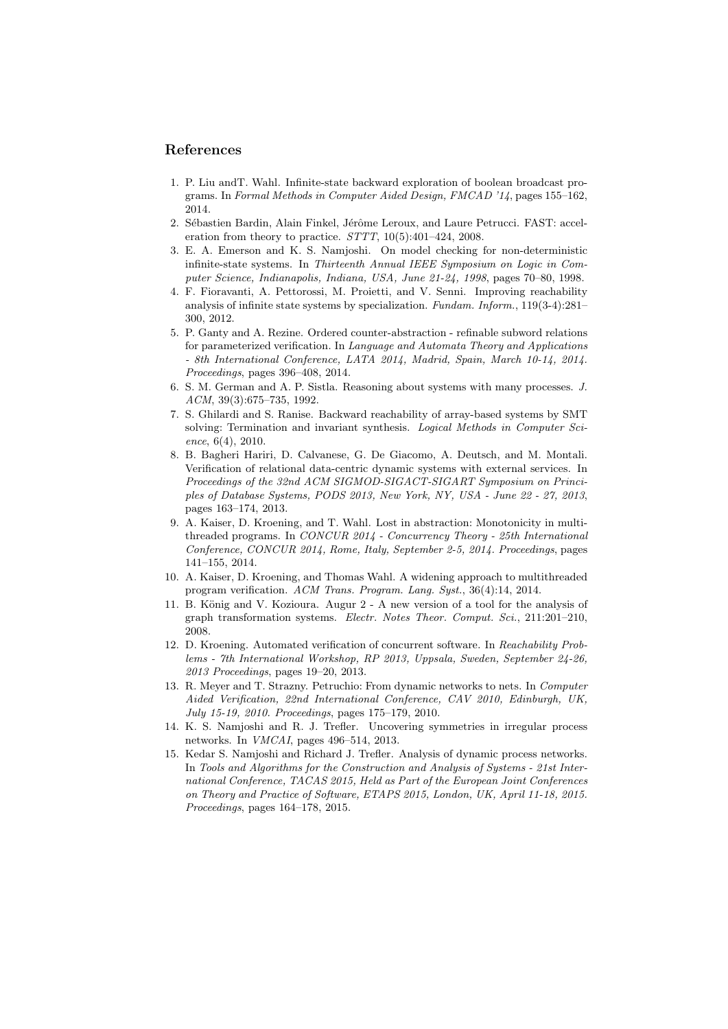## References

1. P. Liu andT. Wahl. Infinite-state backward exploration of boolean broadcast programs. In *Formal Methods in Computer Aided Design, FMCAD '14*, pages 155–162, 2014.
2. Sébastien Bardin, Alain Finkel, Jérôme Leroux, and Laure Petrucci. FAST: acceleration from theory to practice. *STTT*, 10(5):401–424, 2008.
3. E. A. Emerson and K. S. Namjoshi. On model checking for non-deterministic infinite-state systems. In *Thirteenth Annual IEEE Symposium on Logic in Computer Science, Indianapolis, Indiana, USA, June 21-24, 1998*, pages 70–80, 1998.
4. F. Fioravanti, A. Pettorossi, M. Proietti, and V. Senni. Improving reachability analysis of infinite state systems by specialization. *Fundam. Inform.*, 119(3-4):281–300, 2012.
5. P. Ganty and A. Rezine. Ordered counter-abstraction - refinable subword relations for parameterized verification. In *Language and Automata Theory and Applications - 8th International Conference, LATA 2014, Madrid, Spain, March 10-14, 2014. Proceedings*, pages 396–408, 2014.
6. S. M. German and A. P. Sistla. Reasoning about systems with many processes. *J. ACM*, 39(3):675–735, 1992.
7. S. Ghilardi and S. Ranise. Backward reachability of array-based systems by SMT solving: Termination and invariant synthesis. *Logical Methods in Computer Science*, 6(4), 2010.
8. B. Bagheri Hariri, D. Calvanese, G. De Giacomo, A. Deutsch, and M. Montali. Verification of relational data-centric dynamic systems with external services. In *Proceedings of the 32nd ACM SIGMOD-SIGACT-SIGART Symposium on Principles of Database Systems, PODS 2013, New York, NY, USA - June 22 - 27, 2013*, pages 163–174, 2013.
9. A. Kaiser, D. Kroening, and T. Wahl. Lost in abstraction: Monotonicity in multithreaded programs. In *CONCUR 2014 - Concurrency Theory - 25th International Conference, CONCUR 2014, Rome, Italy, September 2-5, 2014. Proceedings*, pages 141–155, 2014.
10. A. Kaiser, D. Kroening, and Thomas Wahl. A widening approach to multithreaded program verification. *ACM Trans. Program. Lang. Syst.*, 36(4):14, 2014.
11. B. König and V. Kozioura. Augur 2 - A new version of a tool for the analysis of graph transformation systems. *Electr. Notes Theor. Comput. Sci.*, 211:201–210, 2008.
12. D. Kroening. Automated verification of concurrent software. In *Reachability Problems - 7th International Workshop, RP 2013, Uppsala, Sweden, September 24-26, 2013 Proceedings*, pages 19–20, 2013.
13. R. Meyer and T. Strazny. Petruchio: From dynamic networks to nets. In *Computer Aided Verification, 22nd International Conference, CAV 2010, Edinburgh, UK, July 15-19, 2010. Proceedings*, pages 175–179, 2010.
14. K. S. Namjoshi and R. J. Trefler. Uncovering symmetries in irregular process networks. In *VMCAI*, pages 496–514, 2013.
15. Kedar S. Namjoshi and Richard J. Trefler. Analysis of dynamic process networks. In *Tools and Algorithms for the Construction and Analysis of Systems - 21st International Conference, TACAS 2015, Held as Part of the European Joint Conferences on Theory and Practice of Software, ETAPS 2015, London, UK, April 11-18, 2015. Proceedings*, pages 164–178, 2015.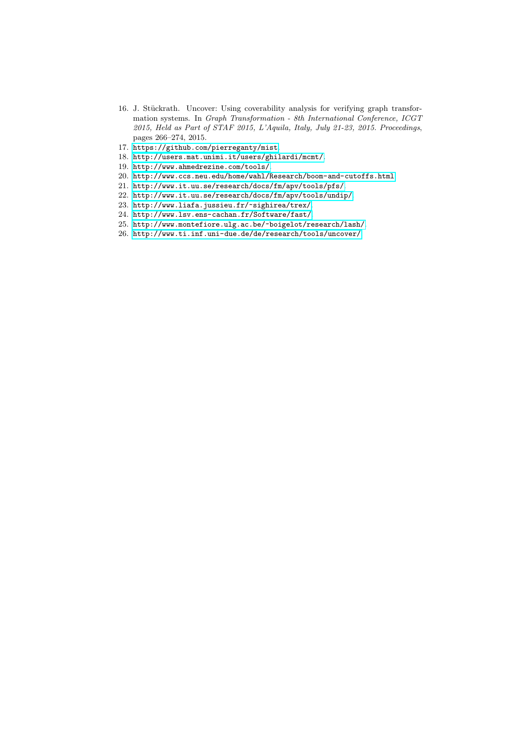16. J. Stückrath. Uncover: Using coverability analysis for verifying graph transformation systems. In *Graph Transformation - 8th International Conference, ICGT 2015, Held as Part of STAF 2015, L'Aquila, Italy, July 21-23, 2015. Proceedings*, pages 266–274, 2015.
17. https://github.com/pierreganty/mist.
18. http://users.mat.unimi.it/users/ghilardi/mcmt/.
19. http://www.ahmedrezine.com/tools/.
20. http://www.ccs.neu.edu/home/wahl/Research/boom-and-cutoffs.html.
21. http://www.it.uu.se/research/docs/fm/apv/tools/pfs/.
22. http://www.it.uu.se/research/docs/fm/apv/tools/undip/.
23. http://www.liafa.jussieu.fr/~sighirea/trex/.
24. http://www.lsv.ens-cachan.fr/Software/fast/.
25. http://www.montefiore.ulg.ac.be/~boigelot/research/lash/.
26. http://www.ti.inf.uni-due.de/de/research/tools/uncover/.